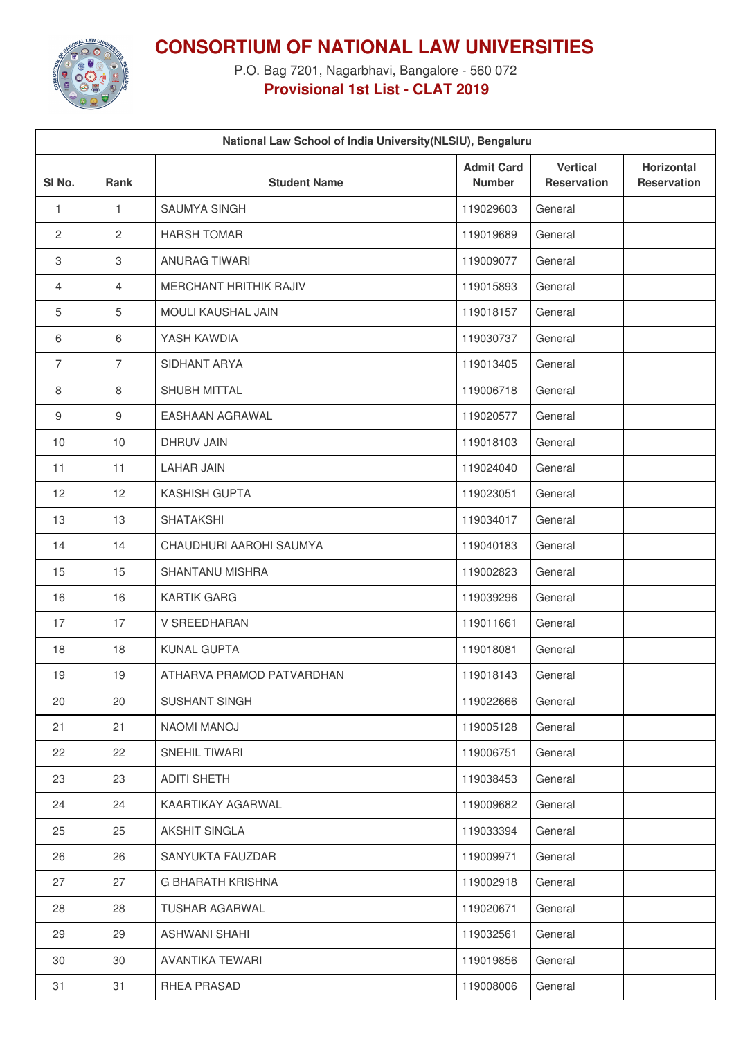# CONSORTIUM OF NATIONAL LAW UNIVERSITIES

P.O. Bag 7201, Nagarbhavi, Bangalore - 560 072

**Provisional 1st List - CLAT 2019**

| National Law School of India University(NLSIU), Bengaluru | | | | | |
|---|---|---|---|---|---|
| **Sl No.** | **Rank** | **Student Name** | **Admit Card Number** | **Vertical Reservation** | **Horizontal Reservation** |
| 1 | 1 | SAUMYA SINGH | 119029603 | General | |
| 2 | 2 | HARSH TOMAR | 119019689 | General | |
| 3 | 3 | ANURAG TIWARI | 119009077 | General | |
| 4 | 4 | MERCHANT HRITHIK RAJIV | 119015893 | General | |
| 5 | 5 | MOULI KAUSHAL JAIN | 119018157 | General | |
| 6 | 6 | YASH KAWDIA | 119030737 | General | |
| 7 | 7 | SIDHANT ARYA | 119013405 | General | |
| 8 | 8 | SHUBH MITTAL | 119006718 | General | |
| 9 | 9 | EASHAAN AGRAWAL | 119020577 | General | |
| 10 | 10 | DHRUV JAIN | 119018103 | General | |
| 11 | 11 | LAHAR JAIN | 119024040 | General | |
| 12 | 12 | KASHISH GUPTA | 119023051 | General | |
| 13 | 13 | SHATAKSHI | 119034017 | General | |
| 14 | 14 | CHAUDHURI AAROHI SAUMYA | 119040183 | General | |
| 15 | 15 | SHANTANU MISHRA | 119002823 | General | |
| 16 | 16 | KARTIK GARG | 119039296 | General | |
| 17 | 17 | V SREEDHARAN | 119011661 | General | |
| 18 | 18 | KUNAL GUPTA | 119018081 | General | |
| 19 | 19 | ATHARVA PRAMOD PATVARDHAN | 119018143 | General | |
| 20 | 20 | SUSHANT SINGH | 119022666 | General | |
| 21 | 21 | NAOMI MANOJ | 119005128 | General | |
| 22 | 22 | SNEHIL TIWARI | 119006751 | General | |
| 23 | 23 | ADITI SHETH | 119038453 | General | |
| 24 | 24 | KAARTIKAY AGARWAL | 119009682 | General | |
| 25 | 25 | AKSHIT SINGLA | 119033394 | General | |
| 26 | 26 | SANYUKTA FAUZDAR | 119009971 | General | |
| 27 | 27 | G BHARATH KRISHNA | 119002918 | General | |
| 28 | 28 | TUSHAR AGARWAL | 119020671 | General | |
| 29 | 29 | ASHWANI SHAHI | 119032561 | General | |
| 30 | 30 | AVANTIKA TEWARI | 119019856 | General | |
| 31 | 31 | RHEA PRASAD | 119008006 | General | |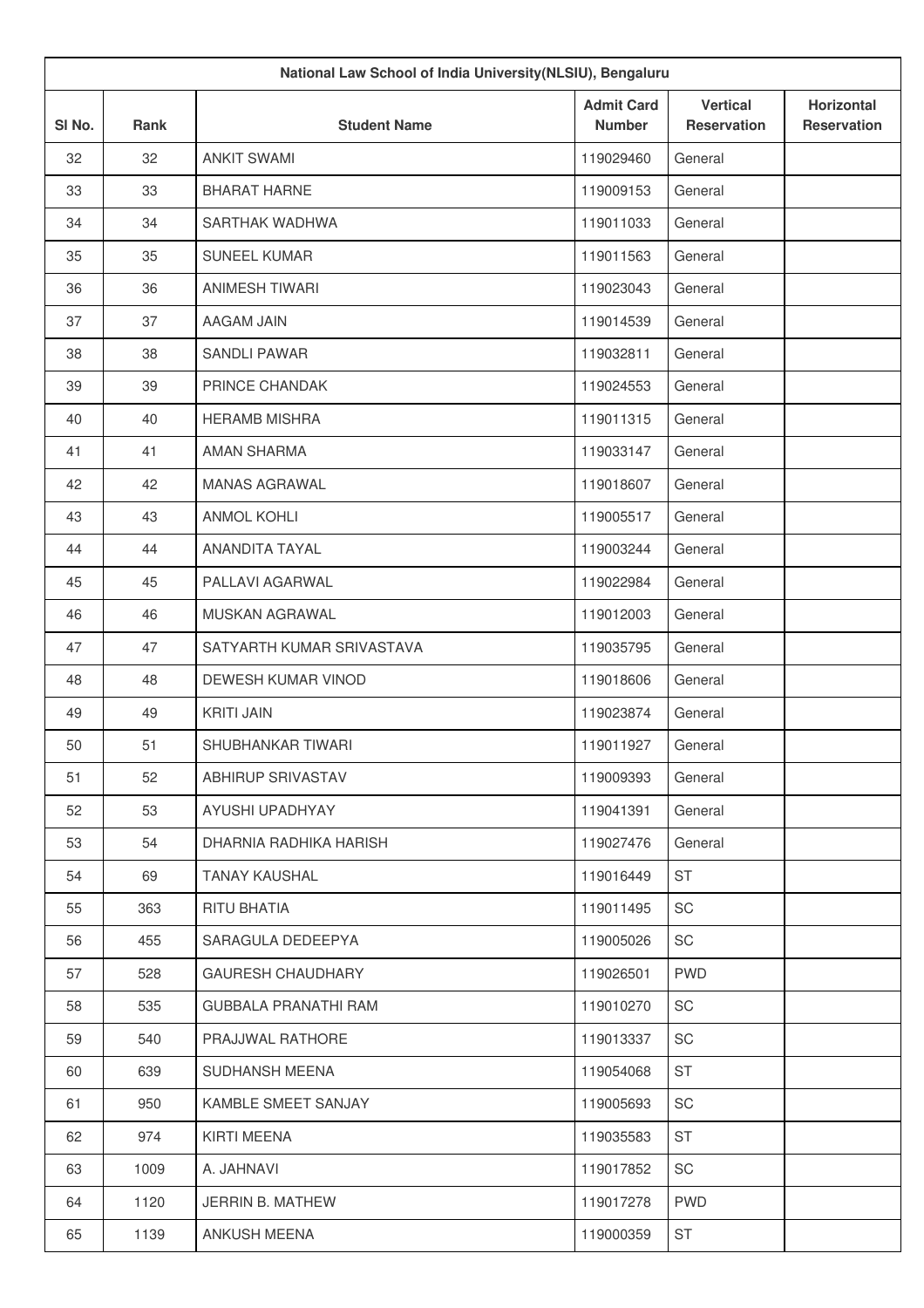| National Law School of India University(NLSIU), Bengaluru | | | | | |
|---|---|---|---|---|---|
| Sl No. | Rank | Student Name | Admit Card Number | Vertical Reservation | Horizontal Reservation |
| 32 | 32 | ANKIT SWAMI | 119029460 | General | |
| 33 | 33 | BHARAT HARNE | 119009153 | General | |
| 34 | 34 | SARTHAK WADHWA | 119011033 | General | |
| 35 | 35 | SUNEEL KUMAR | 119011563 | General | |
| 36 | 36 | ANIMESH TIWARI | 119023043 | General | |
| 37 | 37 | AAGAM JAIN | 119014539 | General | |
| 38 | 38 | SANDLI PAWAR | 119032811 | General | |
| 39 | 39 | PRINCE CHANDAK | 119024553 | General | |
| 40 | 40 | HERAMB MISHRA | 119011315 | General | |
| 41 | 41 | AMAN SHARMA | 119033147 | General | |
| 42 | 42 | MANAS AGRAWAL | 119018607 | General | |
| 43 | 43 | ANMOL KOHLI | 119005517 | General | |
| 44 | 44 | ANANDITA TAYAL | 119003244 | General | |
| 45 | 45 | PALLAVI AGARWAL | 119022984 | General | |
| 46 | 46 | MUSKAN AGRAWAL | 119012003 | General | |
| 47 | 47 | SATYARTH KUMAR SRIVASTAVA | 119035795 | General | |
| 48 | 48 | DEWESH KUMAR VINOD | 119018606 | General | |
| 49 | 49 | KRITI JAIN | 119023874 | General | |
| 50 | 51 | SHUBHANKAR TIWARI | 119011927 | General | |
| 51 | 52 | ABHIRUP SRIVASTAV | 119009393 | General | |
| 52 | 53 | AYUSHI UPADHYAY | 119041391 | General | |
| 53 | 54 | DHARNIA RADHIKA HARISH | 119027476 | General | |
| 54 | 69 | TANAY KAUSHAL | 119016449 | ST | |
| 55 | 363 | RITU BHATIA | 119011495 | SC | |
| 56 | 455 | SARAGULA DEDEEPYA | 119005026 | SC | |
| 57 | 528 | GAURESH CHAUDHARY | 119026501 | PWD | |
| 58 | 535 | GUBBALA PRANATHI RAM | 119010270 | SC | |
| 59 | 540 | PRAJJWAL RATHORE | 119013337 | SC | |
| 60 | 639 | SUDHANSH MEENA | 119054068 | ST | |
| 61 | 950 | KAMBLE SMEET SANJAY | 119005693 | SC | |
| 62 | 974 | KIRTI MEENA | 119035583 | ST | |
| 63 | 1009 | A. JAHNAVI | 119017852 | SC | |
| 64 | 1120 | JERRIN B. MATHEW | 119017278 | PWD | |
| 65 | 1139 | ANKUSH MEENA | 119000359 | ST | |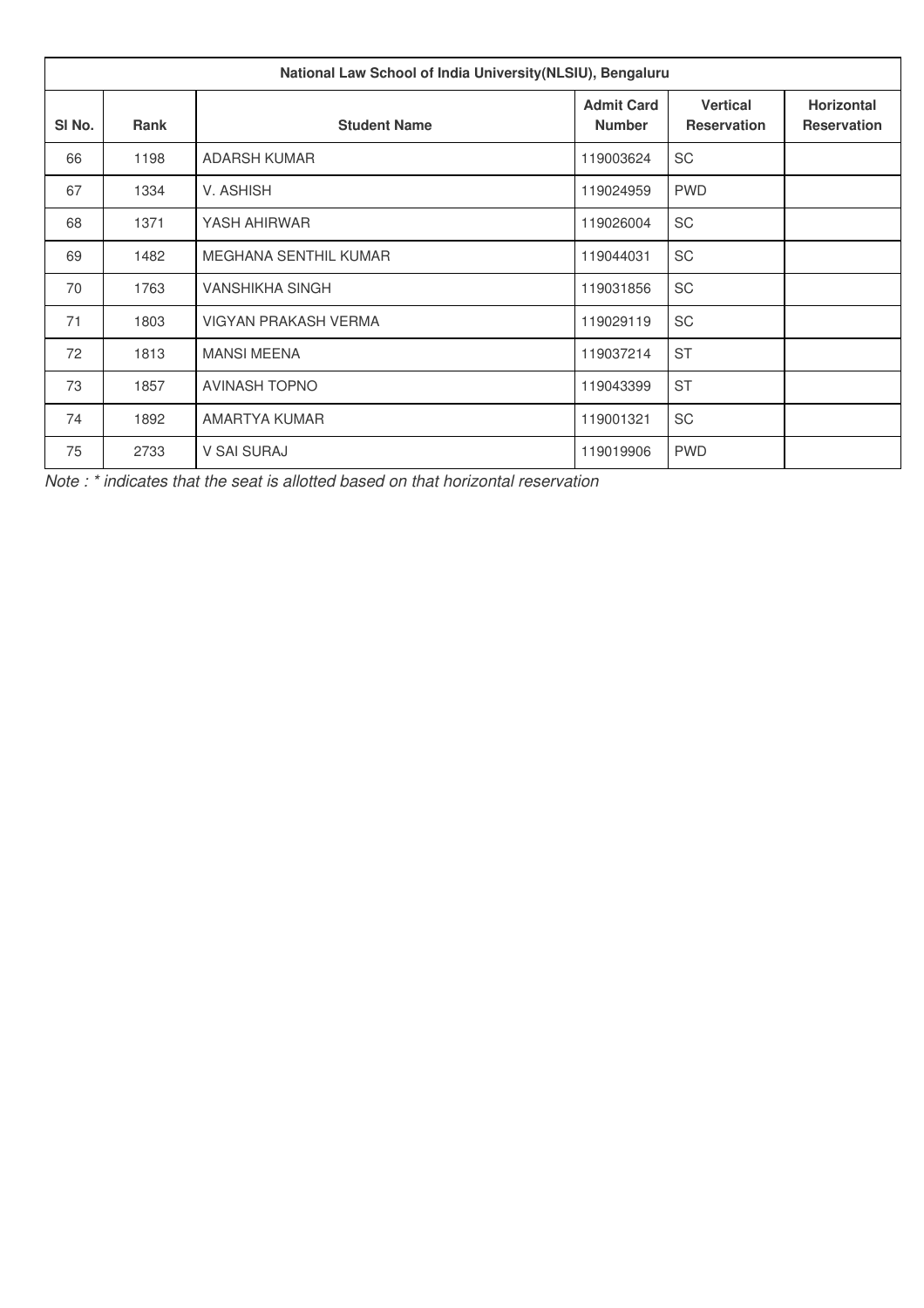| National Law School of India University(NLSIU), Bengaluru | | | | | |
|---|---|---|---|---|---|
| Sl No. | Rank | Student Name | Admit Card Number | Vertical Reservation | Horizontal Reservation |
| 66 | 1198 | ADARSH KUMAR | 119003624 | SC | |
| 67 | 1334 | V. ASHISH | 119024959 | PWD | |
| 68 | 1371 | YASH AHIRWAR | 119026004 | SC | |
| 69 | 1482 | MEGHANA SENTHIL KUMAR | 119044031 | SC | |
| 70 | 1763 | VANSHIKHA SINGH | 119031856 | SC | |
| 71 | 1803 | VIGYAN PRAKASH VERMA | 119029119 | SC | |
| 72 | 1813 | MANSI MEENA | 119037214 | ST | |
| 73 | 1857 | AVINASH TOPNO | 119043399 | ST | |
| 74 | 1892 | AMARTYA KUMAR | 119001321 | SC | |
| 75 | 2733 | V SAI SURAJ | 119019906 | PWD | |

*Note : * indicates that the seat is allotted based on that horizontal reservation*